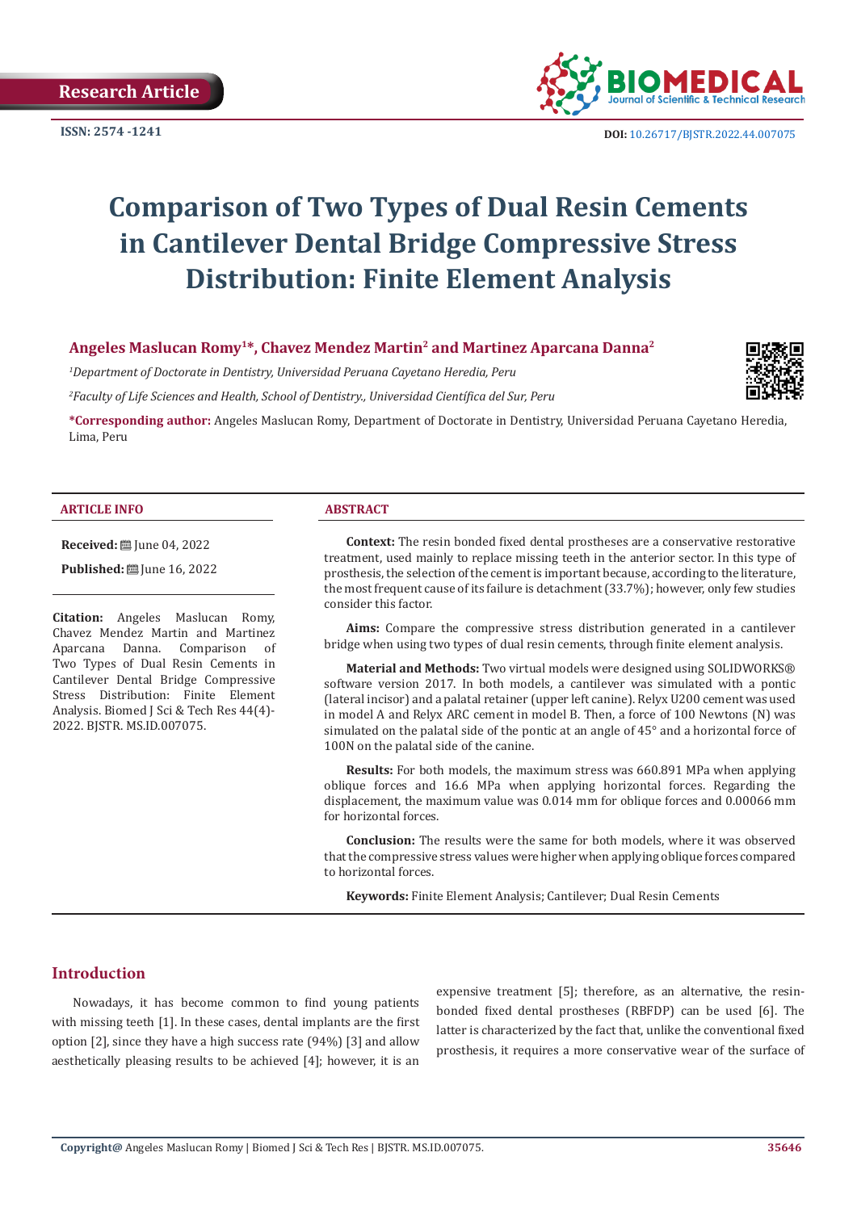Research Article

ISSN: 2574 -1241

DOI: 10.26717/BJSTR.2022.44.007075

# Comparison of Two Types of Dual Resin Cements in Cantilever Dental Bridge Compressive Stress Distribution: Finite Element Analysis

**Angeles Maslucan Romy[1]*, Chavez Mendez Martin[2] and Martinez Aparcana Danna[2]**

[1]*Department of Doctorate in Dentistry, Universidad Peruana Cayetano Heredia, Peru*

[2]*Faculty of Life Sciences and Health, School of Dentistry., Universidad Científica del Sur, Peru*

***Corresponding author:** Angeles Maslucan Romy, Department of Doctorate in Dentistry, Universidad Peruana Cayetano Heredia, Lima, Peru

### ARTICLE INFO

**Received:** June 04, 2022

**Published:** June 16, 2022

**Citation:** Angeles Maslucan Romy, Chavez Mendez Martin and Martinez Aparcana Danna. Comparison of Two Types of Dual Resin Cements in Cantilever Dental Bridge Compressive Stress Distribution: Finite Element Analysis. Biomed J Sci & Tech Res 44(4)-2022. BJSTR. MS.ID.007075.

### ABSTRACT

**Context:** The resin bonded fixed dental prostheses are a conservative restorative treatment, used mainly to replace missing teeth in the anterior sector. In this type of prosthesis, the selection of the cement is important because, according to the literature, the most frequent cause of its failure is detachment (33.7%); however, only few studies consider this factor.

**Aims:** Compare the compressive stress distribution generated in a cantilever bridge when using two types of dual resin cements, through finite element analysis.

**Material and Methods:** Two virtual models were designed using SOLIDWORKS® software version 2017. In both models, a cantilever was simulated with a pontic (lateral incisor) and a palatal retainer (upper left canine). Relyx U200 cement was used in model A and Relyx ARC cement in model B. Then, a force of 100 Newtons (N) was simulated on the palatal side of the pontic at an angle of 45° and a horizontal force of 100N on the palatal side of the canine.

**Results:** For both models, the maximum stress was 660.891 MPa when applying oblique forces and 16.6 MPa when applying horizontal forces. Regarding the displacement, the maximum value was 0.014 mm for oblique forces and 0.00066 mm for horizontal forces.

**Conclusion:** The results were the same for both models, where it was observed that the compressive stress values were higher when applying oblique forces compared to horizontal forces.

**Keywords:** Finite Element Analysis; Cantilever; Dual Resin Cements

## Introduction

Nowadays, it has become common to find young patients with missing teeth [1]. In these cases, dental implants are the first option [2], since they have a high success rate (94%) [3] and allow aesthetically pleasing results to be achieved [4]; however, it is an expensive treatment [5]; therefore, as an alternative, the resin-bonded fixed dental prostheses (RBFDP) can be used [6]. The latter is characterized by the fact that, unlike the conventional fixed prosthesis, it requires a more conservative wear of the surface of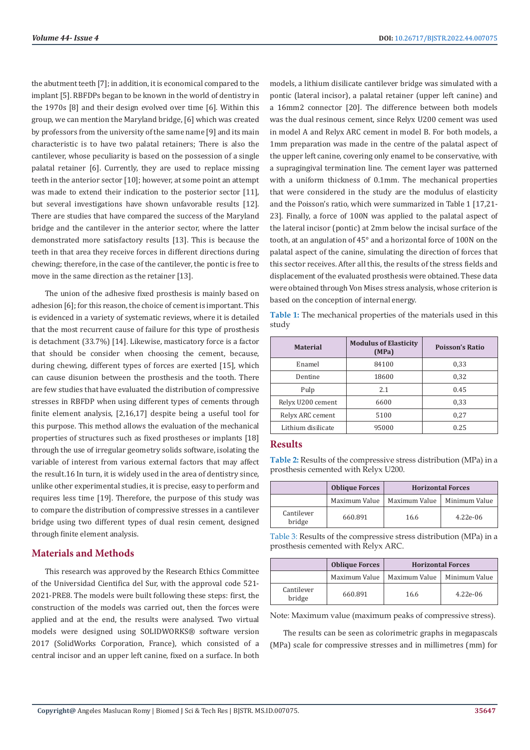the abutment teeth [7]; in addition, it is economical compared to the implant [5]. RBFDPs began to be known in the world of dentistry in the 1970s [8] and their design evolved over time [6]. Within this group, we can mention the Maryland bridge, [6] which was created by professors from the university of the same name [9] and its main characteristic is to have two palatal retainers; There is also the cantilever, whose peculiarity is based on the possession of a single palatal retainer [6]. Currently, they are used to replace missing teeth in the anterior sector [10]; however, at some point an attempt was made to extend their indication to the posterior sector [11], but several investigations have shown unfavorable results [12]. There are studies that have compared the success of the Maryland bridge and the cantilever in the anterior sector, where the latter demonstrated more satisfactory results [13]. This is because the teeth in that area they receive forces in different directions during chewing; therefore, in the case of the cantilever, the pontic is free to move in the same direction as the retainer [13].

The union of the adhesive fixed prosthesis is mainly based on adhesion [6]; for this reason, the choice of cement is important. This is evidenced in a variety of systematic reviews, where it is detailed that the most recurrent cause of failure for this type of prosthesis is detachment (33.7%) [14]. Likewise, masticatory force is a factor that should be consider when choosing the cement, because, during chewing, different types of forces are exerted [15], which can cause disunion between the prosthesis and the tooth. There are few studies that have evaluated the distribution of compressive stresses in RBFDP when using different types of cements through finite element analysis, [2,16,17] despite being a useful tool for this purpose. This method allows the evaluation of the mechanical properties of structures such as fixed prostheses or implants [18] through the use of irregular geometry solids software, isolating the variable of interest from various external factors that may affect the result.16 In turn, it is widely used in the area of dentistry since, unlike other experimental studies, it is precise, easy to perform and requires less time [19]. Therefore, the purpose of this study was to compare the distribution of compressive stresses in a cantilever bridge using two different types of dual resin cement, designed through finite element analysis.

## Materials and Methods

This research was approved by the Research Ethics Committee of the Universidad Cientifica del Sur, with the approval code 521-2021-PRE8. The models were built following these steps: first, the construction of the models was carried out, then the forces were applied and at the end, the results were analysed. Two virtual models were designed using SOLIDWORKS® software version 2017 (SolidWorks Corporation, France), which consisted of a central incisor and an upper left canine, fixed on a surface. In both models, a lithium disilicate cantilever bridge was simulated with a pontic (lateral incisor), a palatal retainer (upper left canine) and a 16mm2 connector [20]. The difference between both models was the dual resinous cement, since Relyx U200 cement was used in model A and Relyx ARC cement in model B. For both models, a 1mm preparation was made in the centre of the palatal aspect of the upper left canine, covering only enamel to be conservative, with a supragingival termination line. The cement layer was patterned with a uniform thickness of 0.1mm. The mechanical properties that were considered in the study are the modulus of elasticity and the Poisson's ratio, which were summarized in Table 1 [17,21-23]. Finally, a force of 100N was applied to the palatal aspect of the lateral incisor (pontic) at 2mm below the incisal surface of the tooth, at an angulation of 45° and a horizontal force of 100N on the palatal aspect of the canine, simulating the direction of forces that this sector receives. After all this, the results of the stress fields and displacement of the evaluated prosthesis were obtained. These data were obtained through Von Mises stress analysis, whose criterion is based on the conception of internal energy.

**Table 1:** The mechanical properties of the materials used in this study

| Material | Modulus of Elasticity (MPa) | Poisson's Ratio |
|---|---|---|
| Enamel | 84100 | 0,33 |
| Dentine | 18600 | 0,32 |
| Pulp | 2.1 | 0.45 |
| Relyx U200 cement | 6600 | 0,33 |
| Relyx ARC cement | 5100 | 0,27 |
| Lithium disilicate | 95000 | 0.25 |

## Results

**Table 2:** Results of the compressive stress distribution (MPa) in a prosthesis cemented with Relyx U200.

| | Oblique Forces | Horizontal Forces | |
|---|---|---|---|
| | Maximum Value | Maximum Value | Minimum Value |
| Cantilever bridge | 660.891 | 16.6 | 4.22e-06 |

Table 3: Results of the compressive stress distribution (MPa) in a prosthesis cemented with Relyx ARC.

| | Oblique Forces | Horizontal Forces | |
|---|---|---|---|
| | Maximum Value | Maximum Value | Minimum Value |
| Cantilever bridge | 660.891 | 16.6 | 4.22e-06 |

Note: Maximum value (maximum peaks of compressive stress).

The results can be seen as colorimetric graphs in megapascals (MPa) scale for compressive stresses and in millimetres (mm) for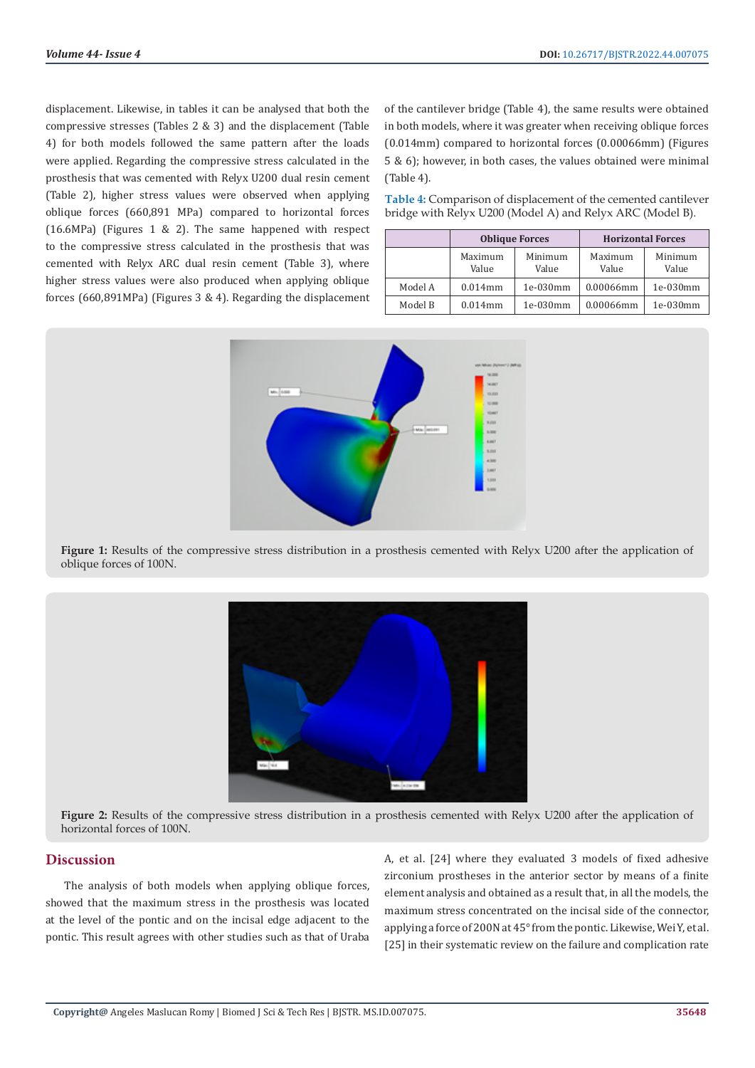displacement. Likewise, in tables it can be analysed that both the compressive stresses (Tables 2 & 3) and the displacement (Table 4) for both models followed the same pattern after the loads were applied. Regarding the compressive stress calculated in the prosthesis that was cemented with Relyx U200 dual resin cement (Table 2), higher stress values were observed when applying oblique forces (660,891 MPa) compared to horizontal forces (16.6MPa) (Figures 1 & 2). The same happened with respect to the compressive stress calculated in the prosthesis that was cemented with Relyx ARC dual resin cement (Table 3), where higher stress values were also produced when applying oblique forces (660,891MPa) (Figures 3 & 4). Regarding the displacement of the cantilever bridge (Table 4), the same results were obtained in both models, where it was greater when receiving oblique forces (0.014mm) compared to horizontal forces (0.00066mm) (Figures 5 & 6); however, in both cases, the values obtained were minimal (Table 4).

**Table 4:** Comparison of displacement of the cemented cantilever bridge with Relyx U200 (Model A) and Relyx ARC (Model B).

| | Oblique Forces | | Horizontal Forces | |
|---|---|---|---|---|
| | Maximum Value | Minimum Value | Maximum Value | Minimum Value |
| Model A | 0.014mm | 1e-030mm | 0.00066mm | 1e-030mm |
| Model B | 0.014mm | 1e-030mm | 0.00066mm | 1e-030mm |

**Figure 1:** Results of the compressive stress distribution in a prosthesis cemented with Relyx U200 after the application of oblique forces of 100N.

**Figure 2:** Results of the compressive stress distribution in a prosthesis cemented with Relyx U200 after the application of horizontal forces of 100N.

## Discussion

The analysis of both models when applying oblique forces, showed that the maximum stress in the prosthesis was located at the level of the pontic and on the incisal edge adjacent to the pontic. This result agrees with other studies such as that of Uraba A, et al. [24] where they evaluated 3 models of fixed adhesive zirconium prostheses in the anterior sector by means of a finite element analysis and obtained as a result that, in all the models, the maximum stress concentrated on the incisal side of the connector, applying a force of 200N at 45° from the pontic. Likewise, Wei Y, et al. [25] in their systematic review on the failure and complication rate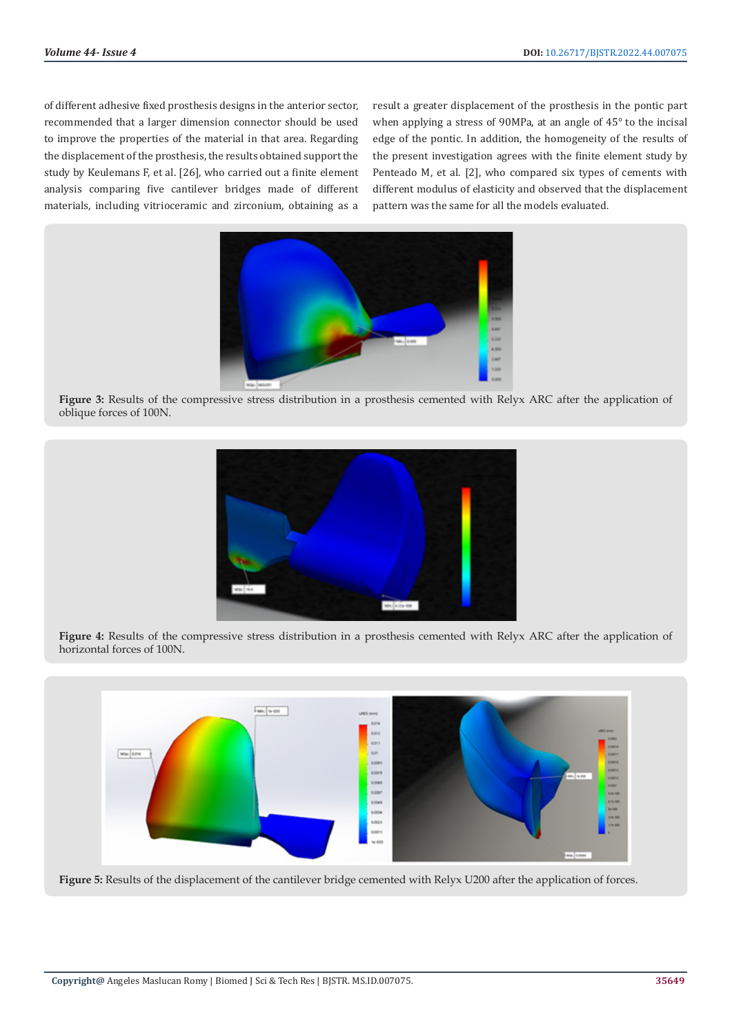of different adhesive fixed prosthesis designs in the anterior sector, recommended that a larger dimension connector should be used to improve the properties of the material in that area. Regarding the displacement of the prosthesis, the results obtained support the study by Keulemans F, et al. [26], who carried out a finite element analysis comparing five cantilever bridges made of different materials, including vitrioceramic and zirconium, obtaining as a result a greater displacement of the prosthesis in the pontic part when applying a stress of 90MPa, at an angle of 45° to the incisal edge of the pontic. In addition, the homogeneity of the results of the present investigation agrees with the finite element study by Penteado M, et al. [2], who compared six types of cements with different modulus of elasticity and observed that the displacement pattern was the same for all the models evaluated.

**Figure 3:** Results of the compressive stress distribution in a prosthesis cemented with Relyx ARC after the application of oblique forces of 100N.

**Figure 4:** Results of the compressive stress distribution in a prosthesis cemented with Relyx ARC after the application of horizontal forces of 100N.

**Figure 5:** Results of the displacement of the cantilever bridge cemented with Relyx U200 after the application of forces.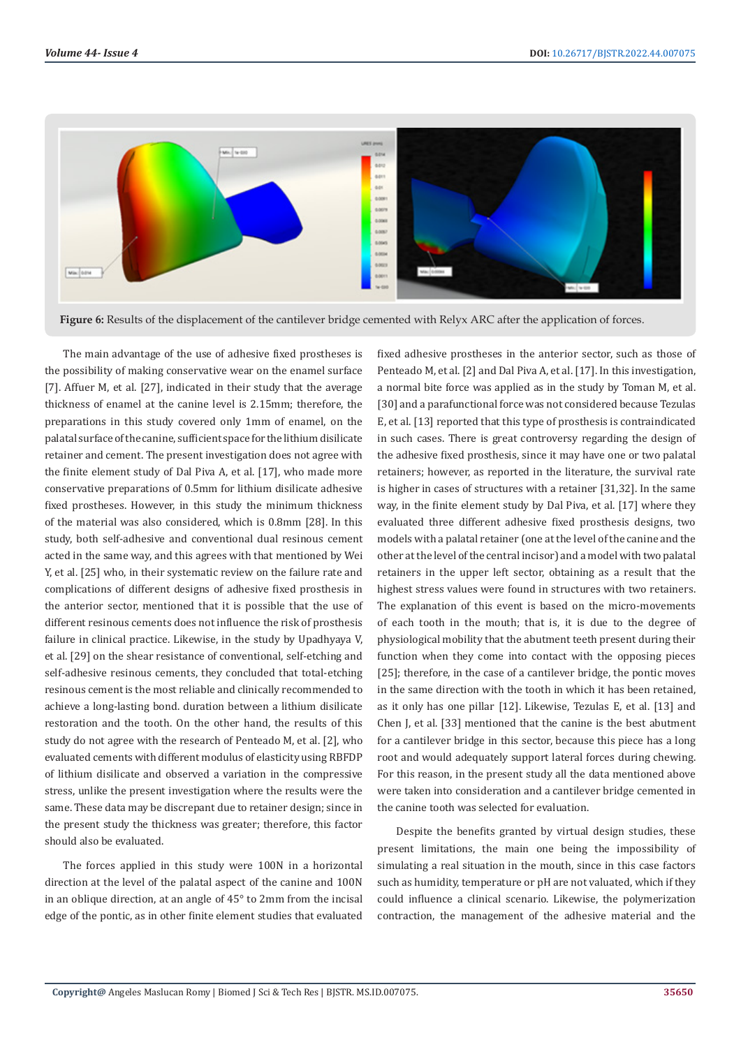**Figure 6:** Results of the displacement of the cantilever bridge cemented with Relyx ARC after the application of forces.

The main advantage of the use of adhesive fixed prostheses is the possibility of making conservative wear on the enamel surface [7]. Affuer M, et al. [27], indicated in their study that the average thickness of enamel at the canine level is 2.15mm; therefore, the preparations in this study covered only 1mm of enamel, on the palatal surface of the canine, sufficient space for the lithium disilicate retainer and cement. The present investigation does not agree with the finite element study of Dal Piva A, et al. [17], who made more conservative preparations of 0.5mm for lithium disilicate adhesive fixed prostheses. However, in this study the minimum thickness of the material was also considered, which is 0.8mm [28]. In this study, both self-adhesive and conventional dual resinous cement acted in the same way, and this agrees with that mentioned by Wei Y, et al. [25] who, in their systematic review on the failure rate and complications of different designs of adhesive fixed prosthesis in the anterior sector, mentioned that it is possible that the use of different resinous cements does not influence the risk of prosthesis failure in clinical practice. Likewise, in the study by Upadhyaya V, et al. [29] on the shear resistance of conventional, self-etching and self-adhesive resinous cements, they concluded that total-etching resinous cement is the most reliable and clinically recommended to achieve a long-lasting bond. duration between a lithium disilicate restoration and the tooth. On the other hand, the results of this study do not agree with the research of Penteado M, et al. [2], who evaluated cements with different modulus of elasticity using RBFDP of lithium disilicate and observed a variation in the compressive stress, unlike the present investigation where the results were the same. These data may be discrepant due to retainer design; since in the present study the thickness was greater; therefore, this factor should also be evaluated.

The forces applied in this study were 100N in a horizontal direction at the level of the palatal aspect of the canine and 100N in an oblique direction, at an angle of 45° to 2mm from the incisal edge of the pontic, as in other finite element studies that evaluated fixed adhesive prostheses in the anterior sector, such as those of Penteado M, et al. [2] and Dal Piva A, et al. [17]. In this investigation, a normal bite force was applied as in the study by Toman M, et al. [30] and a parafunctional force was not considered because Tezulas E, et al. [13] reported that this type of prosthesis is contraindicated in such cases. There is great controversy regarding the design of the adhesive fixed prosthesis, since it may have one or two palatal retainers; however, as reported in the literature, the survival rate is higher in cases of structures with a retainer [31,32]. In the same way, in the finite element study by Dal Piva, et al. [17] where they evaluated three different adhesive fixed prosthesis designs, two models with a palatal retainer (one at the level of the canine and the other at the level of the central incisor) and a model with two palatal retainers in the upper left sector, obtaining as a result that the highest stress values were found in structures with two retainers. The explanation of this event is based on the micro-movements of each tooth in the mouth; that is, it is due to the degree of physiological mobility that the abutment teeth present during their function when they come into contact with the opposing pieces [25]; therefore, in the case of a cantilever bridge, the pontic moves in the same direction with the tooth in which it has been retained, as it only has one pillar [12]. Likewise, Tezulas E, et al. [13] and Chen J, et al. [33] mentioned that the canine is the best abutment for a cantilever bridge in this sector, because this piece has a long root and would adequately support lateral forces during chewing. For this reason, in the present study all the data mentioned above were taken into consideration and a cantilever bridge cemented in the canine tooth was selected for evaluation.

Despite the benefits granted by virtual design studies, these present limitations, the main one being the impossibility of simulating a real situation in the mouth, since in this case factors such as humidity, temperature or pH are not valuated, which if they could influence a clinical scenario. Likewise, the polymerization contraction, the management of the adhesive material and the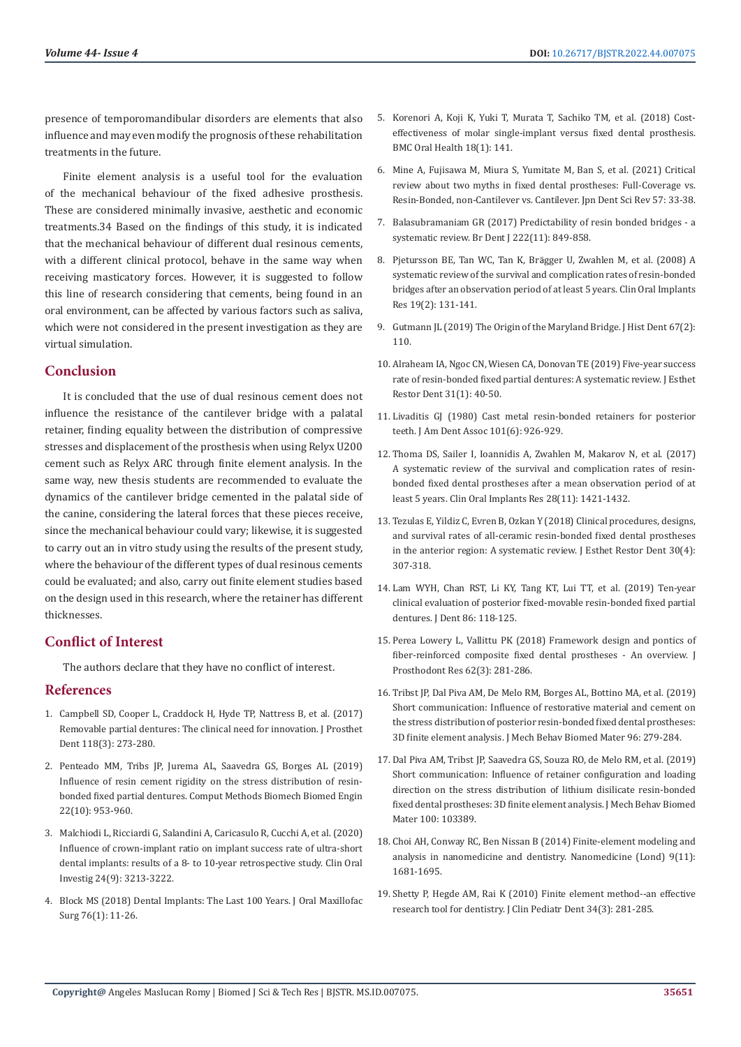presence of temporomandibular disorders are elements that also influence and may even modify the prognosis of these rehabilitation treatments in the future.

Finite element analysis is a useful tool for the evaluation of the mechanical behaviour of the fixed adhesive prosthesis. These are considered minimally invasive, aesthetic and economic treatments.34 Based on the findings of this study, it is indicated that the mechanical behaviour of different dual resinous cements, with a different clinical protocol, behave in the same way when receiving masticatory forces. However, it is suggested to follow this line of research considering that cements, being found in an oral environment, can be affected by various factors such as saliva, which were not considered in the present investigation as they are virtual simulation.

## Conclusion

It is concluded that the use of dual resinous cement does not influence the resistance of the cantilever bridge with a palatal retainer, finding equality between the distribution of compressive stresses and displacement of the prosthesis when using Relyx U200 cement such as Relyx ARC through finite element analysis. In the same way, new thesis students are recommended to evaluate the dynamics of the cantilever bridge cemented in the palatal side of the canine, considering the lateral forces that these pieces receive, since the mechanical behaviour could vary; likewise, it is suggested to carry out an in vitro study using the results of the present study, where the behaviour of the different types of dual resinous cements could be evaluated; and also, carry out finite element studies based on the design used in this research, where the retainer has different thicknesses.

## Conflict of Interest

The authors declare that they have no conflict of interest.

## References

1. Campbell SD, Cooper L, Craddock H, Hyde TP, Nattress B, et al. (2017) Removable partial dentures: The clinical need for innovation. J Prosthet Dent 118(3): 273-280.
2. Penteado MM, Tribs JP, Jurema AL, Saavedra GS, Borges AL (2019) Influence of resin cement rigidity on the stress distribution of resin-bonded fixed partial dentures. Comput Methods Biomech Biomed Engin 22(10): 953-960.
3. Malchiodi L, Ricciardi G, Salandini A, Caricasulo R, Cucchi A, et al. (2020) Influence of crown-implant ratio on implant success rate of ultra-short dental implants: results of a 8- to 10-year retrospective study. Clin Oral Investig 24(9): 3213-3222.
4. Block MS (2018) Dental Implants: The Last 100 Years. J Oral Maxillofac Surg 76(1): 11-26.
5. Korenori A, Koji K, Yuki T, Murata T, Sachiko TM, et al. (2018) Cost-effectiveness of molar single-implant versus fixed dental prosthesis. BMC Oral Health 18(1): 141.
6. Mine A, Fujisawa M, Miura S, Yumitate M, Ban S, et al. (2021) Critical review about two myths in fixed dental prostheses: Full-Coverage vs. Resin-Bonded, non-Cantilever vs. Cantilever. Jpn Dent Sci Rev 57: 33-38.
7. Balasubramaniam GR (2017) Predictability of resin bonded bridges - a systematic review. Br Dent J 222(11): 849-858.
8. Pjetursson BE, Tan WC, Tan K, Brägger U, Zwahlen M, et al. (2008) A systematic review of the survival and complication rates of resin-bonded bridges after an observation period of at least 5 years. Clin Oral Implants Res 19(2): 131-141.
9. Gutmann JL (2019) The Origin of the Maryland Bridge. J Hist Dent 67(2): 110.
10. Alraheam IA, Ngoc CN, Wiesen CA, Donovan TE (2019) Five-year success rate of resin-bonded fixed partial dentures: A systematic review. J Esthet Restor Dent 31(1): 40-50.
11. Livaditis GJ (1980) Cast metal resin-bonded retainers for posterior teeth. J Am Dent Assoc 101(6): 926-929.
12. Thoma DS, Sailer I, Ioannidis A, Zwahlen M, Makarov N, et al. (2017) A systematic review of the survival and complication rates of resin-bonded fixed dental prostheses after a mean observation period of at least 5 years. Clin Oral Implants Res 28(11): 1421-1432.
13. Tezulas E, Yildiz C, Evren B, Ozkan Y (2018) Clinical procedures, designs, and survival rates of all-ceramic resin-bonded fixed dental prostheses in the anterior region: A systematic review. J Esthet Restor Dent 30(4): 307-318.
14. Lam WYH, Chan RST, Li KY, Tang KT, Lui TT, et al. (2019) Ten-year clinical evaluation of posterior fixed-movable resin-bonded fixed partial dentures. J Dent 86: 118-125.
15. Perea Lowery L, Vallittu PK (2018) Framework design and pontics of fiber-reinforced composite fixed dental prostheses - An overview. J Prosthodont Res 62(3): 281-286.
16. Tribst JP, Dal Piva AM, De Melo RM, Borges AL, Bottino MA, et al. (2019) Short communication: Influence of restorative material and cement on the stress distribution of posterior resin-bonded fixed dental prostheses: 3D finite element analysis. J Mech Behav Biomed Mater 96: 279-284.
17. Dal Piva AM, Tribst JP, Saavedra GS, Souza RO, de Melo RM, et al. (2019) Short communication: Influence of retainer configuration and loading direction on the stress distribution of lithium disilicate resin-bonded fixed dental prostheses: 3D finite element analysis. J Mech Behav Biomed Mater 100: 103389.
18. Choi AH, Conway RC, Ben Nissan B (2014) Finite-element modeling and analysis in nanomedicine and dentistry. Nanomedicine (Lond) 9(11): 1681-1695.
19. Shetty P, Hegde AM, Rai K (2010) Finite element method--an effective research tool for dentistry. J Clin Pediatr Dent 34(3): 281-285.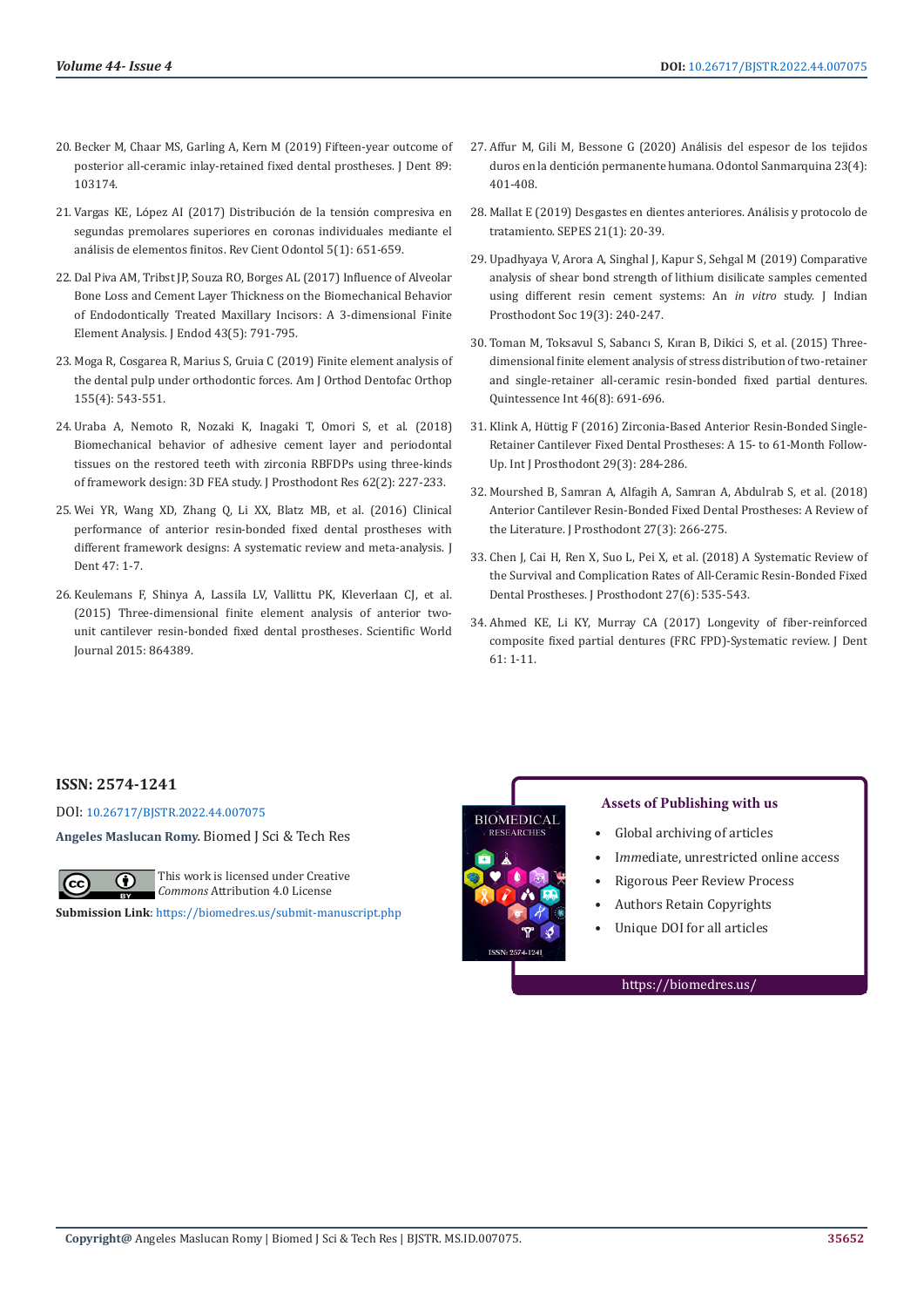20. Becker M, Chaar MS, Garling A, Kern M (2019) Fifteen-year outcome of posterior all-ceramic inlay-retained fixed dental prostheses. J Dent 89: 103174.
21. Vargas KE, López AI (2017) Distribución de la tensión compresiva en segundas premolares superiores en coronas individuales mediante el análisis de elementos finitos. Rev Cient Odontol 5(1): 651-659.
22. Dal Piva AM, Tribst JP, Souza RO, Borges AL (2017) Influence of Alveolar Bone Loss and Cement Layer Thickness on the Biomechanical Behavior of Endodontically Treated Maxillary Incisors: A 3-dimensional Finite Element Analysis. J Endod 43(5): 791-795.
23. Moga R, Cosgarea R, Marius S, Gruia C (2019) Finite element analysis of the dental pulp under orthodontic forces. Am J Orthod Dentofac Orthop 155(4): 543-551.
24. Uraba A, Nemoto R, Nozaki K, Inagaki T, Omori S, et al. (2018) Biomechanical behavior of adhesive cement layer and periodontal tissues on the restored teeth with zirconia RBFDPs using three-kinds of framework design: 3D FEA study. J Prosthodont Res 62(2): 227-233.
25. Wei YR, Wang XD, Zhang Q, Li XX, Blatz MB, et al. (2016) Clinical performance of anterior resin-bonded fixed dental prostheses with different framework designs: A systematic review and meta-analysis. J Dent 47: 1-7.
26. Keulemans F, Shinya A, Lassila LV, Vallittu PK, Kleverlaan CJ, et al. (2015) Three-dimensional finite element analysis of anterior two-unit cantilever resin-bonded fixed dental prostheses. Scientific World Journal 2015: 864389.
27. Affur M, Gili M, Bessone G (2020) Análisis del espesor de los tejidos duros en la dentición permanente humana. Odontol Sanmarquina 23(4): 401-408.
28. Mallat E (2019) Desgastes en dientes anteriores. Análisis y protocolo de tratamiento. SEPES 21(1): 20-39.
29. Upadhyaya V, Arora A, Singhal J, Kapur S, Sehgal M (2019) Comparative analysis of shear bond strength of lithium disilicate samples cemented using different resin cement systems: An *in vitro* study. J Indian Prosthodont Soc 19(3): 240-247.
30. Toman M, Toksavul S, Sabancı S, Kıran B, Dikici S, et al. (2015) Three-dimensional finite element analysis of stress distribution of two-retainer and single-retainer all-ceramic resin-bonded fixed partial dentures. Quintessence Int 46(8): 691-696.
31. Klink A, Hüttig F (2016) Zirconia-Based Anterior Resin-Bonded Single-Retainer Cantilever Fixed Dental Prostheses: A 15- to 61-Month Follow-Up. Int J Prosthodont 29(3): 284-286.
32. Mourshed B, Samran A, Alfagih A, Samran A, Abdulrab S, et al. (2018) Anterior Cantilever Resin-Bonded Fixed Dental Prostheses: A Review of the Literature. J Prosthodont 27(3): 266-275.
33. Chen J, Cai H, Ren X, Suo L, Pei X, et al. (2018) A Systematic Review of the Survival and Complication Rates of All-Ceramic Resin-Bonded Fixed Dental Prostheses. J Prosthodont 27(6): 535-543.
34. Ahmed KE, Li KY, Murray CA (2017) Longevity of fiber-reinforced composite fixed partial dentures (FRC FPD)-Systematic review. J Dent 61: 1-11.

**ISSN: 2574-1241**

DOI: 10.26717/BJSTR.2022.44.007075

**Angeles Maslucan Romy.** Biomed J Sci & Tech Res

This work is licensed under Creative *Commons* Attribution 4.0 License

**Submission Link**: https://biomedres.us/submit-manuscript.php

**Assets of Publishing with us**

- Global archiving of articles
- Immediate, unrestricted online access
- Rigorous Peer Review Process
- Authors Retain Copyrights
- Unique DOI for all articles

https://biomedres.us/